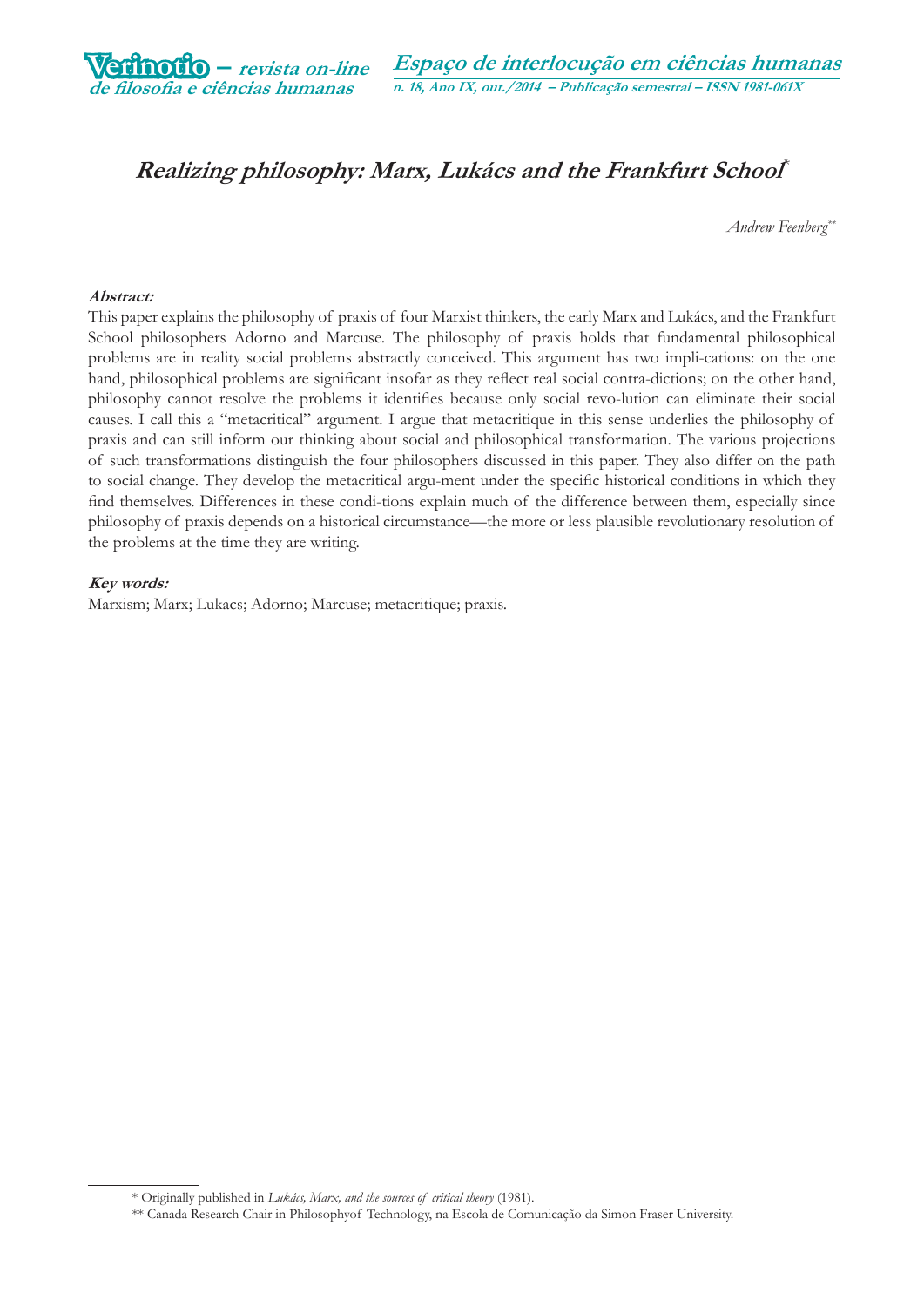# *Realizing philosophy: Marx, Lukács and the Frankfurt School*[*]

*Andrew Feenberg*[**]

***Abstract:***

This paper explains the philosophy of praxis of four Marxist thinkers, the early Marx and Lukács, and the Frankfurt School philosophers Adorno and Marcuse. The philosophy of praxis holds that fundamental philosophical problems are in reality social problems abstractly conceived. This argument has two impli-cations: on the one hand, philosophical problems are significant insofar as they reflect real social contra-dictions; on the other hand, philosophy cannot resolve the problems it identifies because only social revo-lution can eliminate their social causes. I call this a "metacritical" argument. I argue that metacritique in this sense underlies the philosophy of praxis and can still inform our thinking about social and philosophical transformation. The various projections of such transformations distinguish the four philosophers discussed in this paper. They also differ on the path to social change. They develop the metacritical argu-ment under the specific historical conditions in which they find themselves. Differences in these condi-tions explain much of the difference between them, especially since philosophy of praxis depends on a historical circumstance—the more or less plausible revolutionary resolution of the problems at the time they are writing.

***Key words:***

Marxism; Marx; Lukacs; Adorno; Marcuse; metacritique; praxis.

---

[*] Originally published in *Lukács, Marx, and the sources of critical theory* (1981).

[**] Canada Research Chair in Philosophyof Technology, na Escola de Comunicação da Simon Fraser University.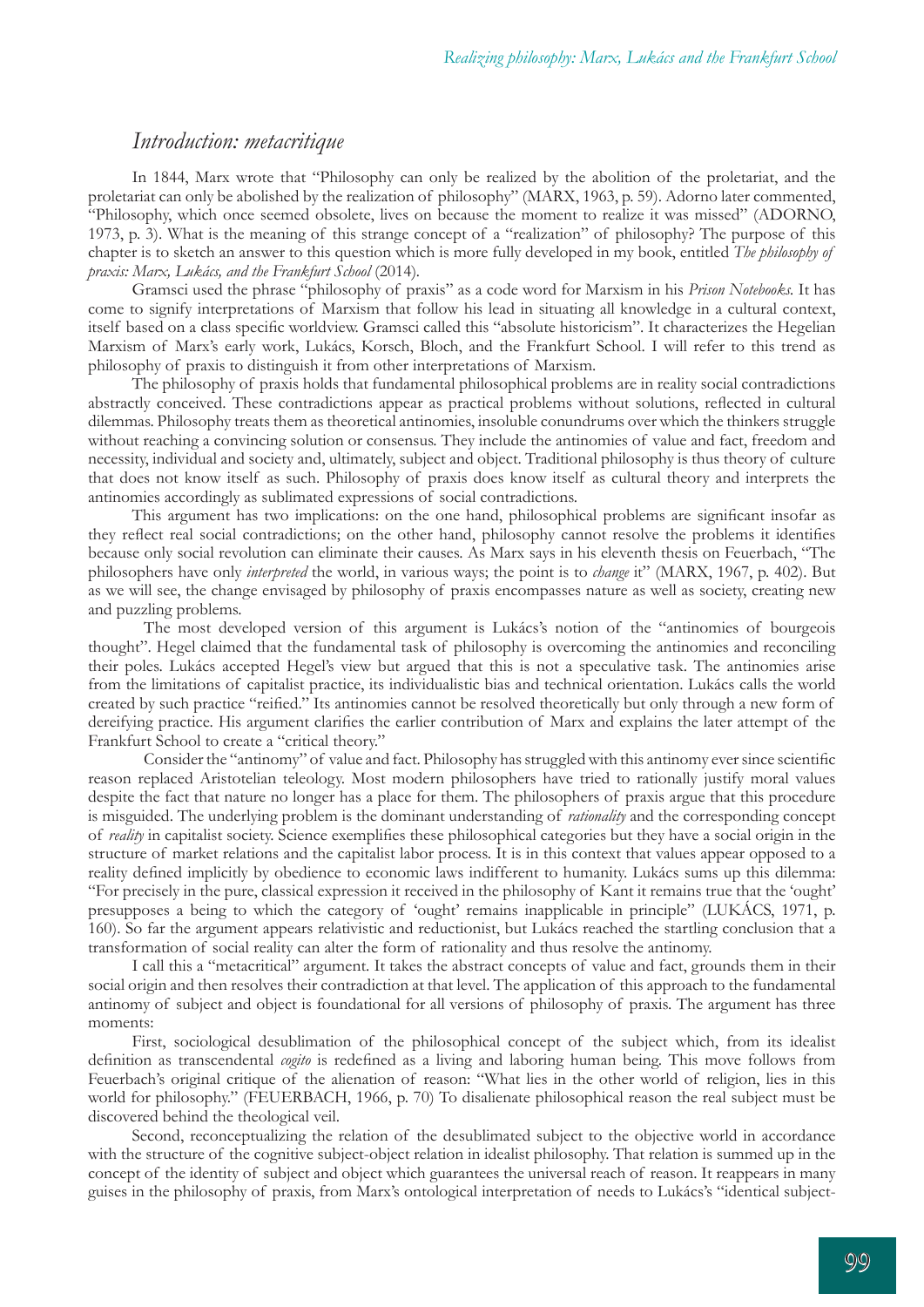## *Introduction: metacritique*

In 1844, Marx wrote that "Philosophy can only be realized by the abolition of the proletariat, and the proletariat can only be abolished by the realization of philosophy" (MARX, 1963, p. 59). Adorno later commented, "Philosophy, which once seemed obsolete, lives on because the moment to realize it was missed" (ADORNO, 1973, p. 3). What is the meaning of this strange concept of a "realization" of philosophy? The purpose of this chapter is to sketch an answer to this question which is more fully developed in my book, entitled *The philosophy of praxis: Marx, Lukács, and the Frankfurt School* (2014).

Gramsci used the phrase "philosophy of praxis" as a code word for Marxism in his *Prison Notebooks*. It has come to signify interpretations of Marxism that follow his lead in situating all knowledge in a cultural context, itself based on a class specific worldview. Gramsci called this "absolute historicism". It characterizes the Hegelian Marxism of Marx's early work, Lukács, Korsch, Bloch, and the Frankfurt School. I will refer to this trend as philosophy of praxis to distinguish it from other interpretations of Marxism.

The philosophy of praxis holds that fundamental philosophical problems are in reality social contradictions abstractly conceived. These contradictions appear as practical problems without solutions, reflected in cultural dilemmas. Philosophy treats them as theoretical antinomies, insoluble conundrums over which the thinkers struggle without reaching a convincing solution or consensus. They include the antinomies of value and fact, freedom and necessity, individual and society and, ultimately, subject and object. Traditional philosophy is thus theory of culture that does not know itself as such. Philosophy of praxis does know itself as cultural theory and interprets the antinomies accordingly as sublimated expressions of social contradictions.

This argument has two implications: on the one hand, philosophical problems are significant insofar as they reflect real social contradictions; on the other hand, philosophy cannot resolve the problems it identifies because only social revolution can eliminate their causes. As Marx says in his eleventh thesis on Feuerbach, "The philosophers have only *interpreted* the world, in various ways; the point is to *change* it" (MARX, 1967, p. 402). But as we will see, the change envisaged by philosophy of praxis encompasses nature as well as society, creating new and puzzling problems.

The most developed version of this argument is Lukács's notion of the "antinomies of bourgeois thought". Hegel claimed that the fundamental task of philosophy is overcoming the antinomies and reconciling their poles. Lukács accepted Hegel's view but argued that this is not a speculative task. The antinomies arise from the limitations of capitalist practice, its individualistic bias and technical orientation. Lukács calls the world created by such practice "reified." Its antinomies cannot be resolved theoretically but only through a new form of dereifying practice. His argument clarifies the earlier contribution of Marx and explains the later attempt of the Frankfurt School to create a "critical theory."

Consider the "antinomy" of value and fact. Philosophy has struggled with this antinomy ever since scientific reason replaced Aristotelian teleology. Most modern philosophers have tried to rationally justify moral values despite the fact that nature no longer has a place for them. The philosophers of praxis argue that this procedure is misguided. The underlying problem is the dominant understanding of *rationality* and the corresponding concept of *reality* in capitalist society. Science exemplifies these philosophical categories but they have a social origin in the structure of market relations and the capitalist labor process. It is in this context that values appear opposed to a reality defined implicitly by obedience to economic laws indifferent to humanity. Lukács sums up this dilemma: "For precisely in the pure, classical expression it received in the philosophy of Kant it remains true that the 'ought' presupposes a being to which the category of 'ought' remains inapplicable in principle" (LUKÁCS, 1971, p. 160). So far the argument appears relativistic and reductionist, but Lukács reached the startling conclusion that a transformation of social reality can alter the form of rationality and thus resolve the antinomy.

I call this a "metacritical" argument. It takes the abstract concepts of value and fact, grounds them in their social origin and then resolves their contradiction at that level. The application of this approach to the fundamental antinomy of subject and object is foundational for all versions of philosophy of praxis. The argument has three moments:

First, sociological desublimation of the philosophical concept of the subject which, from its idealist definition as transcendental *cogito* is redefined as a living and laboring human being. This move follows from Feuerbach's original critique of the alienation of reason: "What lies in the other world of religion, lies in this world for philosophy." (FEUERBACH, 1966, p. 70) To disalienate philosophical reason the real subject must be discovered behind the theological veil.

Second, reconceptualizing the relation of the desublimated subject to the objective world in accordance with the structure of the cognitive subject-object relation in idealist philosophy. That relation is summed up in the concept of the identity of subject and object which guarantees the universal reach of reason. It reappears in many guises in the philosophy of praxis, from Marx's ontological interpretation of needs to Lukács's "identical subject-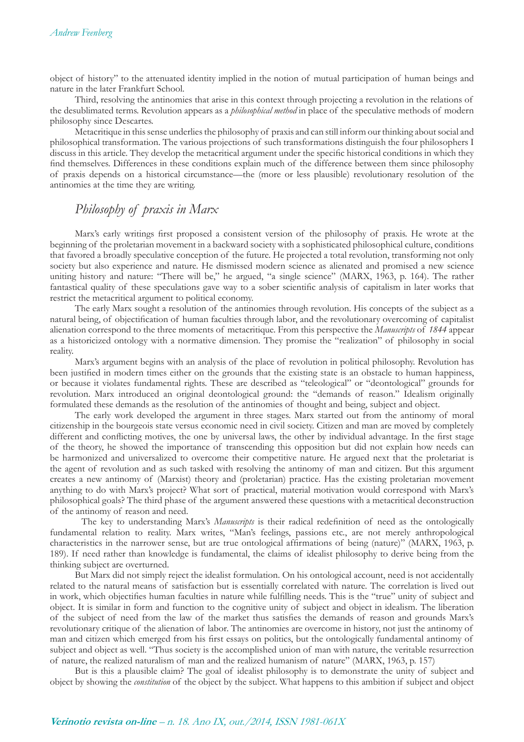object of history" to the attenuated identity implied in the notion of mutual participation of human beings and nature in the later Frankfurt School.

Third, resolving the antinomies that arise in this context through projecting a revolution in the relations of the desublimated terms. Revolution appears as a *philosophical method* in place of the speculative methods of modern philosophy since Descartes.

Metacritique in this sense underlies the philosophy of praxis and can still inform our thinking about social and philosophical transformation. The various projections of such transformations distinguish the four philosophers I discuss in this article. They develop the metacritical argument under the specific historical conditions in which they find themselves. Differences in these conditions explain much of the difference between them since philosophy of praxis depends on a historical circumstance—the (more or less plausible) revolutionary resolution of the antinomies at the time they are writing.

## *Philosophy of praxis in Marx*

Marx's early writings first proposed a consistent version of the philosophy of praxis. He wrote at the beginning of the proletarian movement in a backward society with a sophisticated philosophical culture, conditions that favored a broadly speculative conception of the future. He projected a total revolution, transforming not only society but also experience and nature. He dismissed modern science as alienated and promised a new science uniting history and nature: "There will be," he argued, "a single science" (MARX, 1963, p. 164). The rather fantastical quality of these speculations gave way to a sober scientific analysis of capitalism in later works that restrict the metacritical argument to political economy.

The early Marx sought a resolution of the antinomies through revolution. His concepts of the subject as a natural being, of objectification of human faculties through labor, and the revolutionary overcoming of capitalist alienation correspond to the three moments of metacritique. From this perspective the *Manuscripts* of *1844* appear as a historicized ontology with a normative dimension. They promise the "realization" of philosophy in social reality.

Marx's argument begins with an analysis of the place of revolution in political philosophy. Revolution has been justified in modern times either on the grounds that the existing state is an obstacle to human happiness, or because it violates fundamental rights. These are described as "teleological" or "deontological" grounds for revolution. Marx introduced an original deontological ground: the "demands of reason." Idealism originally formulated these demands as the resolution of the antinomies of thought and being, subject and object.

The early work developed the argument in three stages. Marx started out from the antinomy of moral citizenship in the bourgeois state versus economic need in civil society. Citizen and man are moved by completely different and conflicting motives, the one by universal laws, the other by individual advantage. In the first stage of the theory, he showed the importance of transcending this opposition but did not explain how needs can be harmonized and universalized to overcome their competitive nature. He argued next that the proletariat is the agent of revolution and as such tasked with resolving the antinomy of man and citizen. But this argument creates a new antinomy of (Marxist) theory and (proletarian) practice. Has the existing proletarian movement anything to do with Marx's project? What sort of practical, material motivation would correspond with Marx's philosophical goals? The third phase of the argument answered these questions with a metacritical deconstruction of the antinomy of reason and need.

The key to understanding Marx's *Manuscripts* is their radical redefinition of need as the ontologically fundamental relation to reality. Marx writes, "Man's feelings, passions etc., are not merely anthropological characteristics in the narrower sense, but are true ontological affirmations of being (nature)" (MARX, 1963, p. 189). If need rather than knowledge is fundamental, the claims of idealist philosophy to derive being from the thinking subject are overturned.

But Marx did not simply reject the idealist formulation. On his ontological account, need is not accidentally related to the natural means of satisfaction but is essentially correlated with nature. The correlation is lived out in work, which objectifies human faculties in nature while fulfilling needs. This is the "true" unity of subject and object. It is similar in form and function to the cognitive unity of subject and object in idealism. The liberation of the subject of need from the law of the market thus satisfies the demands of reason and grounds Marx's revolutionary critique of the alienation of labor. The antinomies are overcome in history, not just the antinomy of man and citizen which emerged from his first essays on politics, but the ontologically fundamental antinomy of subject and object as well. "Thus society is the accomplished union of man with nature, the veritable resurrection of nature, the realized naturalism of man and the realized humanism of nature" (MARX, 1963, p. 157)

But is this a plausible claim? The goal of idealist philosophy is to demonstrate the unity of subject and object by showing the *constitution* of the object by the subject. What happens to this ambition if subject and object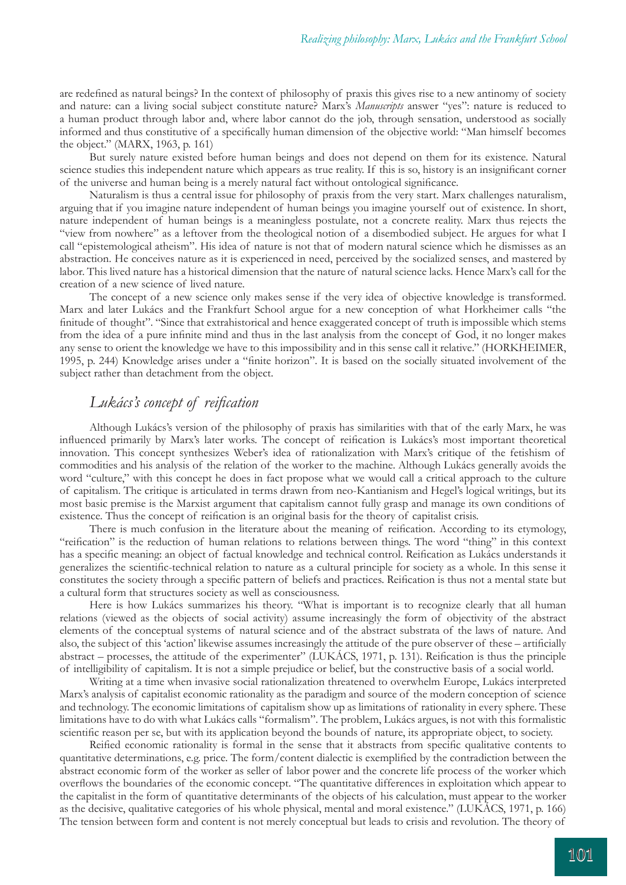are redefined as natural beings? In the context of philosophy of praxis this gives rise to a new antinomy of society and nature: can a living social subject constitute nature? Marx's *Manuscripts* answer "yes": nature is reduced to a human product through labor and, where labor cannot do the job, through sensation, understood as socially informed and thus constitutive of a specifically human dimension of the objective world: "Man himself becomes the object." (MARX, 1963, p. 161)

But surely nature existed before human beings and does not depend on them for its existence. Natural science studies this independent nature which appears as true reality. If this is so, history is an insignificant corner of the universe and human being is a merely natural fact without ontological significance.

Naturalism is thus a central issue for philosophy of praxis from the very start. Marx challenges naturalism, arguing that if you imagine nature independent of human beings you imagine yourself out of existence. In short, nature independent of human beings is a meaningless postulate, not a concrete reality. Marx thus rejects the "view from nowhere" as a leftover from the theological notion of a disembodied subject. He argues for what I call "epistemological atheism". His idea of nature is not that of modern natural science which he dismisses as an abstraction. He conceives nature as it is experienced in need, perceived by the socialized senses, and mastered by labor. This lived nature has a historical dimension that the nature of natural science lacks. Hence Marx's call for the creation of a new science of lived nature.

The concept of a new science only makes sense if the very idea of objective knowledge is transformed. Marx and later Lukács and the Frankfurt School argue for a new conception of what Horkheimer calls "the finitude of thought". "Since that extrahistorical and hence exaggerated concept of truth is impossible which stems from the idea of a pure infinite mind and thus in the last analysis from the concept of God, it no longer makes any sense to orient the knowledge we have to this impossibility and in this sense call it relative." (HORKHEIMER, 1995, p. 244) Knowledge arises under a "finite horizon". It is based on the socially situated involvement of the subject rather than detachment from the object.

## *Lukács's concept of reification*

Although Lukács's version of the philosophy of praxis has similarities with that of the early Marx, he was influenced primarily by Marx's later works. The concept of reification is Lukács's most important theoretical innovation. This concept synthesizes Weber's idea of rationalization with Marx's critique of the fetishism of commodities and his analysis of the relation of the worker to the machine. Although Lukács generally avoids the word "culture," with this concept he does in fact propose what we would call a critical approach to the culture of capitalism. The critique is articulated in terms drawn from neo-Kantianism and Hegel's logical writings, but its most basic premise is the Marxist argument that capitalism cannot fully grasp and manage its own conditions of existence. Thus the concept of reification is an original basis for the theory of capitalist crisis.

There is much confusion in the literature about the meaning of reification. According to its etymology, "reification" is the reduction of human relations to relations between things. The word "thing" in this context has a specific meaning: an object of factual knowledge and technical control. Reification as Lukács understands it generalizes the scientific-technical relation to nature as a cultural principle for society as a whole. In this sense it constitutes the society through a specific pattern of beliefs and practices. Reification is thus not a mental state but a cultural form that structures society as well as consciousness.

Here is how Lukács summarizes his theory. "What is important is to recognize clearly that all human relations (viewed as the objects of social activity) assume increasingly the form of objectivity of the abstract elements of the conceptual systems of natural science and of the abstract substrata of the laws of nature. And also, the subject of this 'action' likewise assumes increasingly the attitude of the pure observer of these – artificially abstract – processes, the attitude of the experimenter" (LUKÁCS, 1971, p. 131). Reification is thus the principle of intelligibility of capitalism. It is not a simple prejudice or belief, but the constructive basis of a social world.

Writing at a time when invasive social rationalization threatened to overwhelm Europe, Lukács interpreted Marx's analysis of capitalist economic rationality as the paradigm and source of the modern conception of science and technology. The economic limitations of capitalism show up as limitations of rationality in every sphere. These limitations have to do with what Lukács calls "formalism". The problem, Lukács argues, is not with this formalistic scientific reason per se, but with its application beyond the bounds of nature, its appropriate object, to society.

Reified economic rationality is formal in the sense that it abstracts from specific qualitative contents to quantitative determinations, e.g. price. The form/content dialectic is exemplified by the contradiction between the abstract economic form of the worker as seller of labor power and the concrete life process of the worker which overflows the boundaries of the economic concept. "The quantitative differences in exploitation which appear to the capitalist in the form of quantitative determinants of the objects of his calculation, must appear to the worker as the decisive, qualitative categories of his whole physical, mental and moral existence." (LUKÁCS, 1971, p. 166) The tension between form and content is not merely conceptual but leads to crisis and revolution. The theory of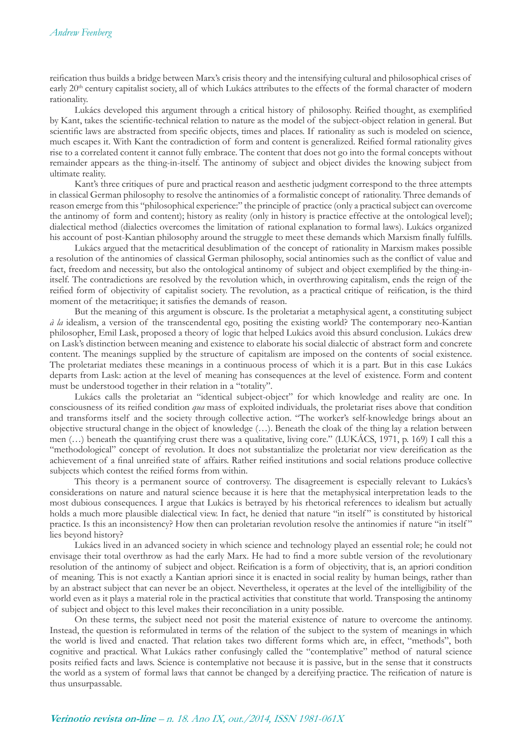reification thus builds a bridge between Marx's crisis theory and the intensifying cultural and philosophical crises of early 20th century capitalist society, all of which Lukács attributes to the effects of the formal character of modern rationality.

Lukács developed this argument through a critical history of philosophy. Reified thought, as exemplified by Kant, takes the scientific-technical relation to nature as the model of the subject-object relation in general. But scientific laws are abstracted from specific objects, times and places. If rationality as such is modeled on science, much escapes it. With Kant the contradiction of form and content is generalized. Reified formal rationality gives rise to a correlated content it cannot fully embrace. The content that does not go into the formal concepts without remainder appears as the thing-in-itself. The antinomy of subject and object divides the knowing subject from ultimate reality.

Kant's three critiques of pure and practical reason and aesthetic judgment correspond to the three attempts in classical German philosophy to resolve the antinomies of a formalistic concept of rationality. Three demands of reason emerge from this "philosophical experience:" the principle of practice (only a practical subject can overcome the antinomy of form and content); history as reality (only in history is practice effective at the ontological level); dialectical method (dialectics overcomes the limitation of rational explanation to formal laws). Lukács organized his account of post-Kantian philosophy around the struggle to meet these demands which Marxism finally fulfills.

Lukács argued that the metacritical desublimation of the concept of rationality in Marxism makes possible a resolution of the antinomies of classical German philosophy, social antinomies such as the conflict of value and fact, freedom and necessity, but also the ontological antinomy of subject and object exemplified by the thing-in-itself. The contradictions are resolved by the revolution which, in overthrowing capitalism, ends the reign of the reified form of objectivity of capitalist society. The revolution, as a practical critique of reification, is the third moment of the metacritique; it satisfies the demands of reason.

But the meaning of this argument is obscure. Is the proletariat a metaphysical agent, a constituting subject *à la* idealism, a version of the transcendental ego, positing the existing world? The contemporary neo-Kantian philosopher, Emil Lask, proposed a theory of logic that helped Lukács avoid this absurd conclusion. Lukács drew on Lask's distinction between meaning and existence to elaborate his social dialectic of abstract form and concrete content. The meanings supplied by the structure of capitalism are imposed on the contents of social existence. The proletariat mediates these meanings in a continuous process of which it is a part. But in this case Lukács departs from Lask: action at the level of meaning has consequences at the level of existence. Form and content must be understood together in their relation in a "totality".

Lukács calls the proletariat an "identical subject-object" for which knowledge and reality are one. In consciousness of its reified condition *qua* mass of exploited individuals, the proletariat rises above that condition and transforms itself and the society through collective action. "The worker's self-knowledge brings about an objective structural change in the object of knowledge (…). Beneath the cloak of the thing lay a relation between men (…) beneath the quantifying crust there was a qualitative, living core." (LUKÁCS, 1971, p. 169) I call this a "methodological" concept of revolution. It does not substantialize the proletariat nor view dereification as the achievement of a final unreified state of affairs. Rather reified institutions and social relations produce collective subjects which contest the reified forms from within.

This theory is a permanent source of controversy. The disagreement is especially relevant to Lukács's considerations on nature and natural science because it is here that the metaphysical interpretation leads to the most dubious consequences. I argue that Lukács is betrayed by his rhetorical references to idealism but actually holds a much more plausible dialectical view. In fact, he denied that nature "in itself" is constituted by historical practice. Is this an inconsistency? How then can proletarian revolution resolve the antinomies if nature "in itself" lies beyond history?

Lukács lived in an advanced society in which science and technology played an essential role; he could not envisage their total overthrow as had the early Marx. He had to find a more subtle version of the revolutionary resolution of the antinomy of subject and object. Reification is a form of objectivity, that is, an apriori condition of meaning. This is not exactly a Kantian apriori since it is enacted in social reality by human beings, rather than by an abstract subject that can never be an object. Nevertheless, it operates at the level of the intelligibility of the world even as it plays a material role in the practical activities that constitute that world. Transposing the antinomy of subject and object to this level makes their reconciliation in a unity possible.

On these terms, the subject need not posit the material existence of nature to overcome the antinomy. Instead, the question is reformulated in terms of the relation of the subject to the system of meanings in which the world is lived and enacted. That relation takes two different forms which are, in effect, "methods", both cognitive and practical. What Lukács rather confusingly called the "contemplative" method of natural science posits reified facts and laws. Science is contemplative not because it is passive, but in the sense that it constructs the world as a system of formal laws that cannot be changed by a dereifying practice. The reification of nature is thus unsurpassable.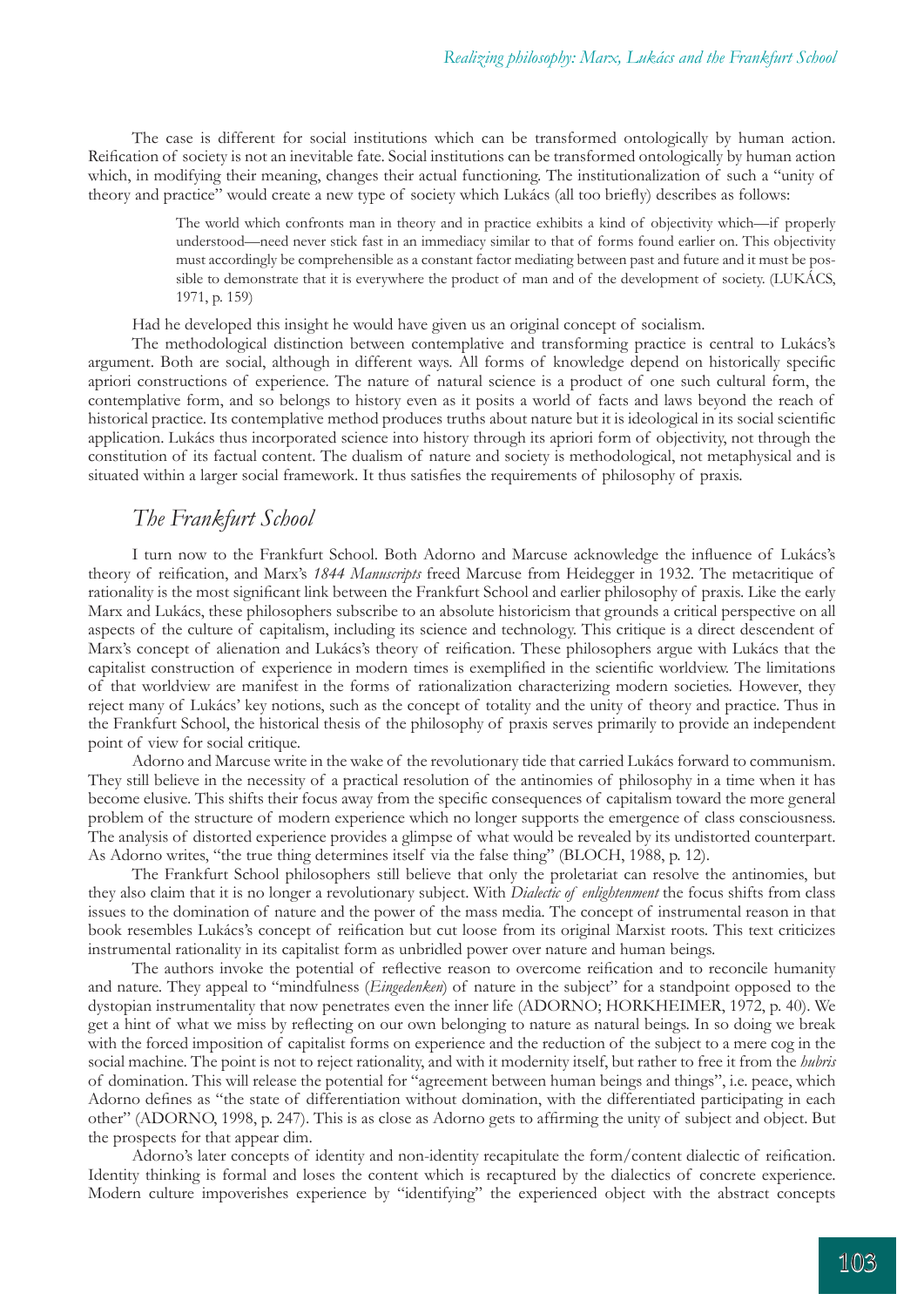The case is different for social institutions which can be transformed ontologically by human action. Reification of society is not an inevitable fate. Social institutions can be transformed ontologically by human action which, in modifying their meaning, changes their actual functioning. The institutionalization of such a "unity of theory and practice" would create a new type of society which Lukács (all too briefly) describes as follows:

> The world which confronts man in theory and in practice exhibits a kind of objectivity which—if properly understood—need never stick fast in an immediacy similar to that of forms found earlier on. This objectivity must accordingly be comprehensible as a constant factor mediating between past and future and it must be possible to demonstrate that it is everywhere the product of man and of the development of society. (LUKÁCS, 1971, p. 159)

Had he developed this insight he would have given us an original concept of socialism.

The methodological distinction between contemplative and transforming practice is central to Lukács's argument. Both are social, although in different ways. All forms of knowledge depend on historically specific apriori constructions of experience. The nature of natural science is a product of one such cultural form, the contemplative form, and so belongs to history even as it posits a world of facts and laws beyond the reach of historical practice. Its contemplative method produces truths about nature but it is ideological in its social scientific application. Lukács thus incorporated science into history through its apriori form of objectivity, not through the constitution of its factual content. The dualism of nature and society is methodological, not metaphysical and is situated within a larger social framework. It thus satisfies the requirements of philosophy of praxis.

## *The Frankfurt School*

I turn now to the Frankfurt School. Both Adorno and Marcuse acknowledge the influence of Lukács's theory of reification, and Marx's *1844 Manuscripts* freed Marcuse from Heidegger in 1932. The metacritique of rationality is the most significant link between the Frankfurt School and earlier philosophy of praxis. Like the early Marx and Lukács, these philosophers subscribe to an absolute historicism that grounds a critical perspective on all aspects of the culture of capitalism, including its science and technology. This critique is a direct descendent of Marx's concept of alienation and Lukács's theory of reification. These philosophers argue with Lukács that the capitalist construction of experience in modern times is exemplified in the scientific worldview. The limitations of that worldview are manifest in the forms of rationalization characterizing modern societies. However, they reject many of Lukács' key notions, such as the concept of totality and the unity of theory and practice. Thus in the Frankfurt School, the historical thesis of the philosophy of praxis serves primarily to provide an independent point of view for social critique.

Adorno and Marcuse write in the wake of the revolutionary tide that carried Lukács forward to communism. They still believe in the necessity of a practical resolution of the antinomies of philosophy in a time when it has become elusive. This shifts their focus away from the specific consequences of capitalism toward the more general problem of the structure of modern experience which no longer supports the emergence of class consciousness. The analysis of distorted experience provides a glimpse of what would be revealed by its undistorted counterpart. As Adorno writes, "the true thing determines itself via the false thing" (BLOCH, 1988, p. 12).

The Frankfurt School philosophers still believe that only the proletariat can resolve the antinomies, but they also claim that it is no longer a revolutionary subject. With *Dialectic of enlightenment* the focus shifts from class issues to the domination of nature and the power of the mass media. The concept of instrumental reason in that book resembles Lukács's concept of reification but cut loose from its original Marxist roots. This text criticizes instrumental rationality in its capitalist form as unbridled power over nature and human beings.

The authors invoke the potential of reflective reason to overcome reification and to reconcile humanity and nature. They appeal to "mindfulness (*Eingedenken*) of nature in the subject" for a standpoint opposed to the dystopian instrumentality that now penetrates even the inner life (ADORNO; HORKHEIMER, 1972, p. 40). We get a hint of what we miss by reflecting on our own belonging to nature as natural beings. In so doing we break with the forced imposition of capitalist forms on experience and the reduction of the subject to a mere cog in the social machine. The point is not to reject rationality, and with it modernity itself, but rather to free it from the *hubris* of domination. This will release the potential for "agreement between human beings and things", i.e. peace, which Adorno defines as "the state of differentiation without domination, with the differentiated participating in each other" (ADORNO, 1998, p. 247). This is as close as Adorno gets to affirming the unity of subject and object. But the prospects for that appear dim.

Adorno's later concepts of identity and non-identity recapitulate the form/content dialectic of reification. Identity thinking is formal and loses the content which is recaptured by the dialectics of concrete experience. Modern culture impoverishes experience by "identifying" the experienced object with the abstract concepts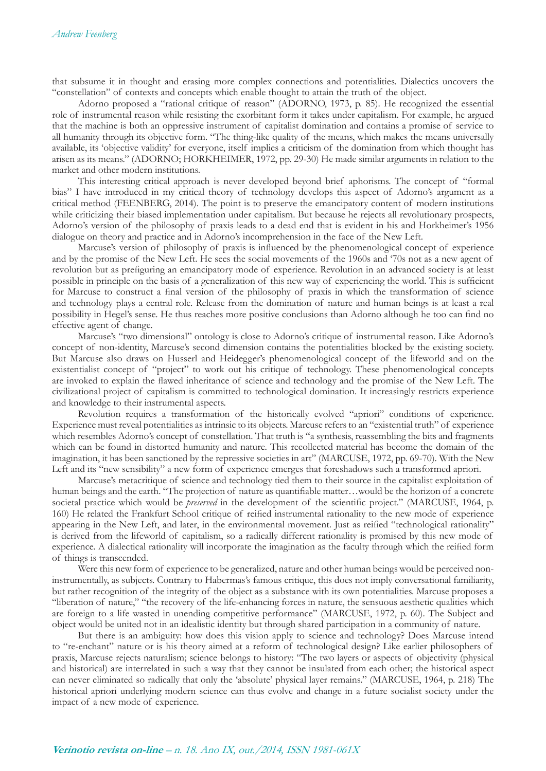that subsume it in thought and erasing more complex connections and potentialities. Dialectics uncovers the "constellation" of contexts and concepts which enable thought to attain the truth of the object.

Adorno proposed a "rational critique of reason" (ADORNO, 1973, p. 85). He recognized the essential role of instrumental reason while resisting the exorbitant form it takes under capitalism. For example, he argued that the machine is both an oppressive instrument of capitalist domination and contains a promise of service to all humanity through its objective form. "The thing-like quality of the means, which makes the means universally available, its 'objective validity' for everyone, itself implies a criticism of the domination from which thought has arisen as its means." (ADORNO; HORKHEIMER, 1972, pp. 29-30) He made similar arguments in relation to the market and other modern institutions.

This interesting critical approach is never developed beyond brief aphorisms. The concept of "formal bias" I have introduced in my critical theory of technology develops this aspect of Adorno's argument as a critical method (FEENBERG, 2014). The point is to preserve the emancipatory content of modern institutions while criticizing their biased implementation under capitalism. But because he rejects all revolutionary prospects, Adorno's version of the philosophy of praxis leads to a dead end that is evident in his and Horkheimer's 1956 dialogue on theory and practice and in Adorno's incomprehension in the face of the New Left.

Marcuse's version of philosophy of praxis is influenced by the phenomenological concept of experience and by the promise of the New Left. He sees the social movements of the 1960s and '70s not as a new agent of revolution but as prefiguring an emancipatory mode of experience. Revolution in an advanced society is at least possible in principle on the basis of a generalization of this new way of experiencing the world. This is sufficient for Marcuse to construct a final version of the philosophy of praxis in which the transformation of science and technology plays a central role. Release from the domination of nature and human beings is at least a real possibility in Hegel's sense. He thus reaches more positive conclusions than Adorno although he too can find no effective agent of change.

Marcuse's "two dimensional" ontology is close to Adorno's critique of instrumental reason. Like Adorno's concept of non-identity, Marcuse's second dimension contains the potentialities blocked by the existing society. But Marcuse also draws on Husserl and Heidegger's phenomenological concept of the lifeworld and on the existentialist concept of "project" to work out his critique of technology. These phenomenological concepts are invoked to explain the flawed inheritance of science and technology and the promise of the New Left. The civilizational project of capitalism is committed to technological domination. It increasingly restricts experience and knowledge to their instrumental aspects.

Revolution requires a transformation of the historically evolved "apriori" conditions of experience. Experience must reveal potentialities as intrinsic to its objects. Marcuse refers to an "existential truth" of experience which resembles Adorno's concept of constellation. That truth is "a synthesis, reassembling the bits and fragments which can be found in distorted humanity and nature. This recollected material has become the domain of the imagination, it has been sanctioned by the repressive societies in art" (MARCUSE, 1972, pp. 69-70). With the New Left and its "new sensibility" a new form of experience emerges that foreshadows such a transformed apriori.

Marcuse's metacritique of science and technology tied them to their source in the capitalist exploitation of human beings and the earth. "The projection of nature as quantifiable matter…would be the horizon of a concrete societal practice which would be *preserved* in the development of the scientific project." (MARCUSE, 1964, p. 160) He related the Frankfurt School critique of reified instrumental rationality to the new mode of experience appearing in the New Left, and later, in the environmental movement. Just as reified "technological rationality" is derived from the lifeworld of capitalism, so a radically different rationality is promised by this new mode of experience. A dialectical rationality will incorporate the imagination as the faculty through which the reified form of things is transcended.

Were this new form of experience to be generalized, nature and other human beings would be perceived non-instrumentally, as subjects. Contrary to Habermas's famous critique, this does not imply conversational familiarity, but rather recognition of the integrity of the object as a substance with its own potentialities. Marcuse proposes a "liberation of nature," "the recovery of the life-enhancing forces in nature, the sensuous aesthetic qualities which are foreign to a life wasted in unending competitive performance" (MARCUSE, 1972, p. 60). The Subject and object would be united not in an idealistic identity but through shared participation in a community of nature.

But there is an ambiguity: how does this vision apply to science and technology? Does Marcuse intend to "re-enchant" nature or is his theory aimed at a reform of technological design? Like earlier philosophers of praxis, Marcuse rejects naturalism; science belongs to history: "The two layers or aspects of objectivity (physical and historical) are interrelated in such a way that they cannot be insulated from each other; the historical aspect can never eliminated so radically that only the 'absolute' physical layer remains." (MARCUSE, 1964, p. 218) The historical apriori underlying modern science can thus evolve and change in a future socialist society under the impact of a new mode of experience.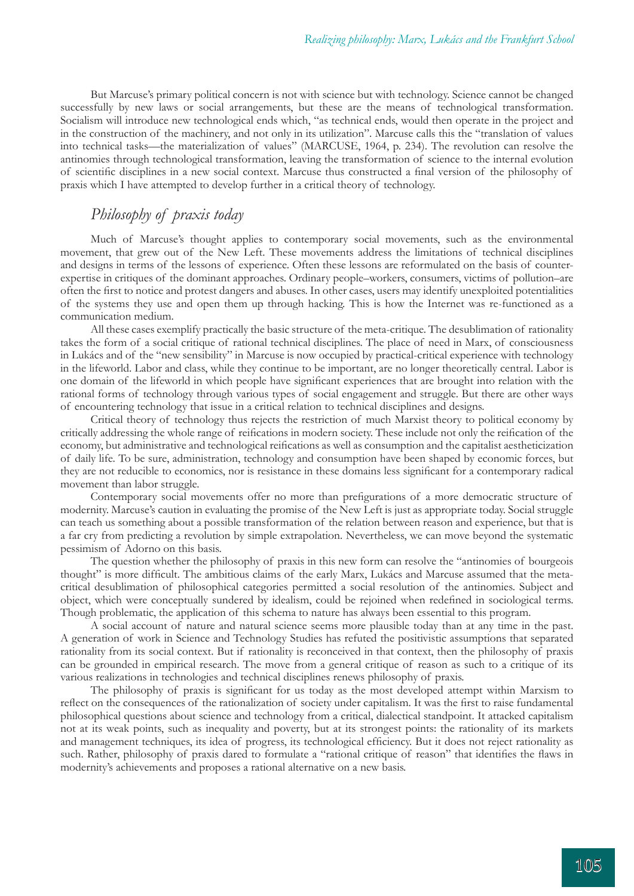But Marcuse's primary political concern is not with science but with technology. Science cannot be changed successfully by new laws or social arrangements, but these are the means of technological transformation. Socialism will introduce new technological ends which, "as technical ends, would then operate in the project and in the construction of the machinery, and not only in its utilization". Marcuse calls this the "translation of values into technical tasks—the materialization of values" (MARCUSE, 1964, p. 234). The revolution can resolve the antinomies through technological transformation, leaving the transformation of science to the internal evolution of scientific disciplines in a new social context. Marcuse thus constructed a final version of the philosophy of praxis which I have attempted to develop further in a critical theory of technology.

## *Philosophy of praxis today*

Much of Marcuse's thought applies to contemporary social movements, such as the environmental movement, that grew out of the New Left. These movements address the limitations of technical disciplines and designs in terms of the lessons of experience. Often these lessons are reformulated on the basis of counter-expertise in critiques of the dominant approaches. Ordinary people–workers, consumers, victims of pollution–are often the first to notice and protest dangers and abuses. In other cases, users may identify unexploited potentialities of the systems they use and open them up through hacking. This is how the Internet was re-functioned as a communication medium.

All these cases exemplify practically the basic structure of the meta-critique. The desublimation of rationality takes the form of a social critique of rational technical disciplines. The place of need in Marx, of consciousness in Lukács and of the "new sensibility" in Marcuse is now occupied by practical-critical experience with technology in the lifeworld. Labor and class, while they continue to be important, are no longer theoretically central. Labor is one domain of the lifeworld in which people have significant experiences that are brought into relation with the rational forms of technology through various types of social engagement and struggle. But there are other ways of encountering technology that issue in a critical relation to technical disciplines and designs.

Critical theory of technology thus rejects the restriction of much Marxist theory to political economy by critically addressing the whole range of reifications in modern society. These include not only the reification of the economy, but administrative and technological reifications as well as consumption and the capitalist aestheticization of daily life. To be sure, administration, technology and consumption have been shaped by economic forces, but they are not reducible to economics, nor is resistance in these domains less significant for a contemporary radical movement than labor struggle.

Contemporary social movements offer no more than prefigurations of a more democratic structure of modernity. Marcuse's caution in evaluating the promise of the New Left is just as appropriate today. Social struggle can teach us something about a possible transformation of the relation between reason and experience, but that is a far cry from predicting a revolution by simple extrapolation. Nevertheless, we can move beyond the systematic pessimism of Adorno on this basis.

The question whether the philosophy of praxis in this new form can resolve the "antinomies of bourgeois thought" is more difficult. The ambitious claims of the early Marx, Lukács and Marcuse assumed that the meta-critical desublimation of philosophical categories permitted a social resolution of the antinomies. Subject and object, which were conceptually sundered by idealism, could be rejoined when redefined in sociological terms. Though problematic, the application of this schema to nature has always been essential to this program.

A social account of nature and natural science seems more plausible today than at any time in the past. A generation of work in Science and Technology Studies has refuted the positivistic assumptions that separated rationality from its social context. But if rationality is reconceived in that context, then the philosophy of praxis can be grounded in empirical research. The move from a general critique of reason as such to a critique of its various realizations in technologies and technical disciplines renews philosophy of praxis.

The philosophy of praxis is significant for us today as the most developed attempt within Marxism to reflect on the consequences of the rationalization of society under capitalism. It was the first to raise fundamental philosophical questions about science and technology from a critical, dialectical standpoint. It attacked capitalism not at its weak points, such as inequality and poverty, but at its strongest points: the rationality of its markets and management techniques, its idea of progress, its technological efficiency. But it does not reject rationality as such. Rather, philosophy of praxis dared to formulate a "rational critique of reason" that identifies the flaws in modernity's achievements and proposes a rational alternative on a new basis.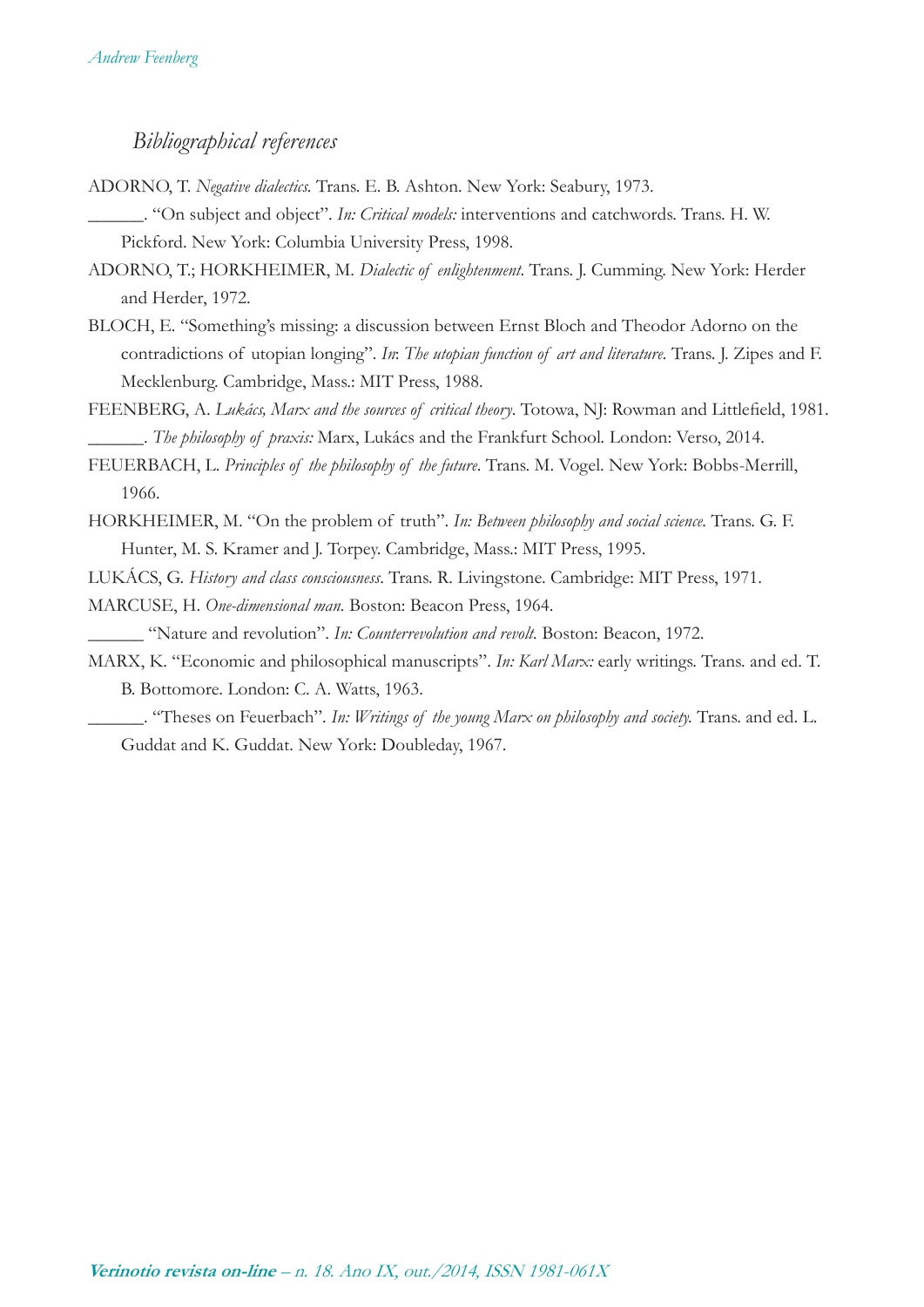## *Bibliographical references*

ADORNO, T. *Negative dialectics.* Trans. E. B. Ashton. New York: Seabury, 1973.

______. "On subject and object". *In: Critical models:* interventions and catchwords. Trans. H. W. Pickford. New York: Columbia University Press, 1998.

ADORNO, T.; HORKHEIMER, M. *Dialectic of enlightenment*. Trans. J. Cumming. New York: Herder and Herder, 1972.

BLOCH, E. "Something's missing: a discussion between Ernst Bloch and Theodor Adorno on the contradictions of utopian longing". *In*: *The utopian function of art and literature*. Trans. J. Zipes and F. Mecklenburg. Cambridge, Mass.: MIT Press, 1988.

FEENBERG, A. *Lukács, Marx and the sources of critical theory*. Totowa, NJ: Rowman and Littlefield, 1981.

______. *The philosophy of praxis:* Marx, Lukács and the Frankfurt School. London: Verso, 2014.

FEUERBACH, L. *Principles of the philosophy of the future*. Trans. M. Vogel. New York: Bobbs-Merrill, 1966.

HORKHEIMER, M. "On the problem of truth". *In: Between philosophy and social science*. Trans. G. F. Hunter, M. S. Kramer and J. Torpey. Cambridge, Mass.: MIT Press, 1995.

LUKÁCS, G. *History and class consciousness*. Trans. R. Livingstone. Cambridge: MIT Press, 1971.

MARCUSE, H. *One-dimensional man.* Boston: Beacon Press, 1964.

______ "Nature and revolution". *In: Counterrevolution and revolt.* Boston: Beacon, 1972.

MARX, K. "Economic and philosophical manuscripts". *In: Karl Marx:* early writings. Trans. and ed. T. B. Bottomore. London: C. A. Watts, 1963.

______. "Theses on Feuerbach". *In: Writings of the young Marx on philosophy and society.* Trans. and ed. L. Guddat and K. Guddat. New York: Doubleday, 1967.